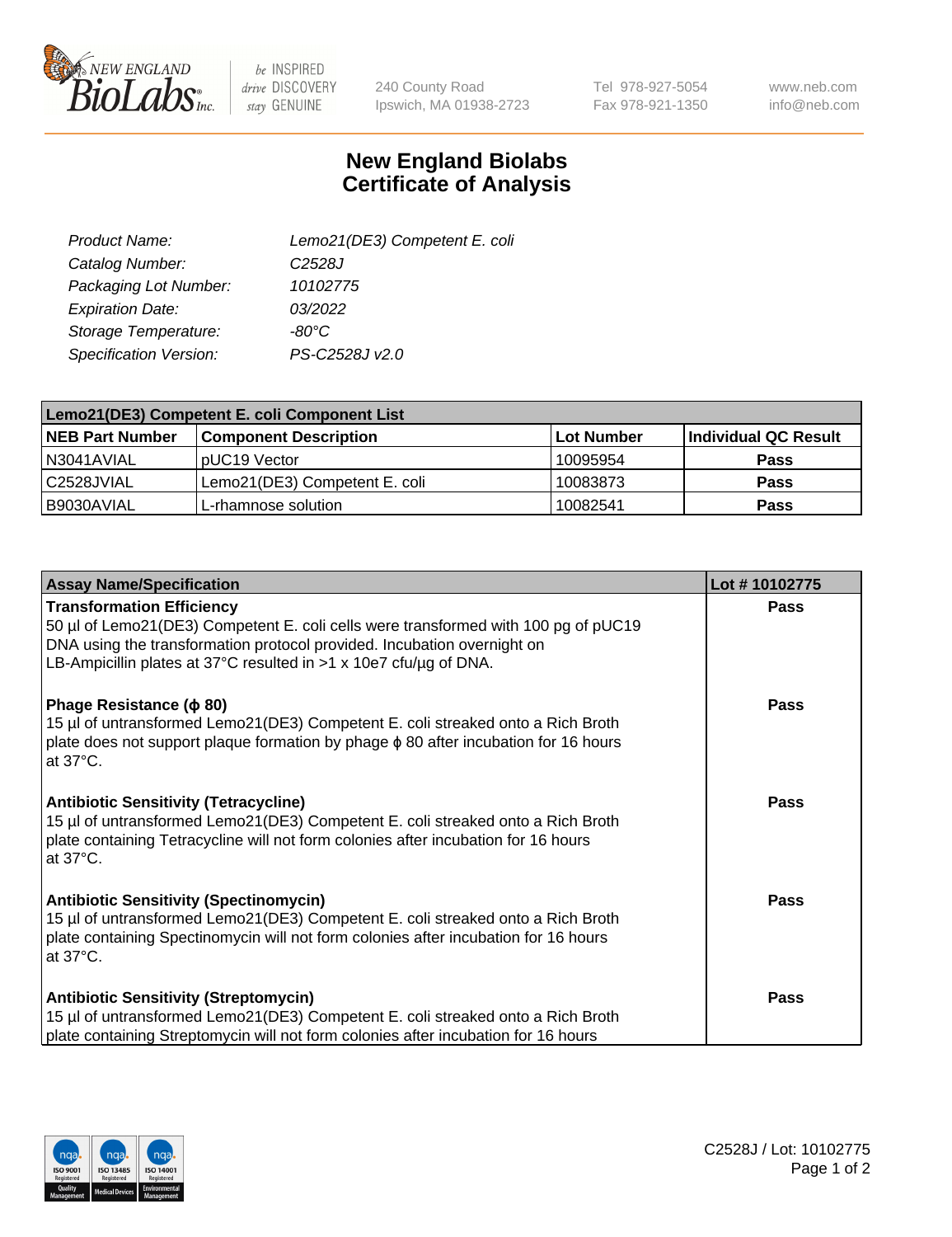# New England Biolabs Certificate of Analysis

| | |
|---|---|
| *Product Name:* | *Lemo21(DE3) Competent E. coli* |
| *Catalog Number:* | *C2528J* |
| *Packaging Lot Number:* | *10102775* |
| *Expiration Date:* | *03/2022* |
| *Storage Temperature:* | *-80°C* |
| *Specification Version:* | *PS-C2528J v2.0* |

| **Lemo21(DE3) Competent E. coli Component List** | | | |
|---|---|---|---|
| **NEB Part Number** | **Component Description** | **Lot Number** | **Individual QC Result** |
| N3041AVIAL | pUC19 Vector | 10095954 | **Pass** |
| C2528JVIAL | Lemo21(DE3) Competent E. coli | 10083873 | **Pass** |
| B9030AVIAL | L-rhamnose solution | 10082541 | **Pass** |

| **Assay Name/Specification** | **Lot # 10102775** |
|---|---|
| **Transformation Efficiency**<br>50 µl of Lemo21(DE3) Competent E. coli cells were transformed with 100 pg of pUC19 DNA using the transformation protocol provided. Incubation overnight on LB-Ampicillin plates at 37°C resulted in >1 x 10e7 cfu/µg of DNA. | **Pass** |
| **Phage Resistance (ϕ 80)**<br>15 µl of untransformed Lemo21(DE3) Competent E. coli streaked onto a Rich Broth plate does not support plaque formation by phage ϕ 80 after incubation for 16 hours at 37°C. | **Pass** |
| **Antibiotic Sensitivity (Tetracycline)**<br>15 µl of untransformed Lemo21(DE3) Competent E. coli streaked onto a Rich Broth plate containing Tetracycline will not form colonies after incubation for 16 hours at 37°C. | **Pass** |
| **Antibiotic Sensitivity (Spectinomycin)**<br>15 µl of untransformed Lemo21(DE3) Competent E. coli streaked onto a Rich Broth plate containing Spectinomycin will not form colonies after incubation for 16 hours at 37°C. | **Pass** |
| **Antibiotic Sensitivity (Streptomycin)**<br>15 µl of untransformed Lemo21(DE3) Competent E. coli streaked onto a Rich Broth plate containing Streptomycin will not form colonies after incubation for 16 hours | **Pass** |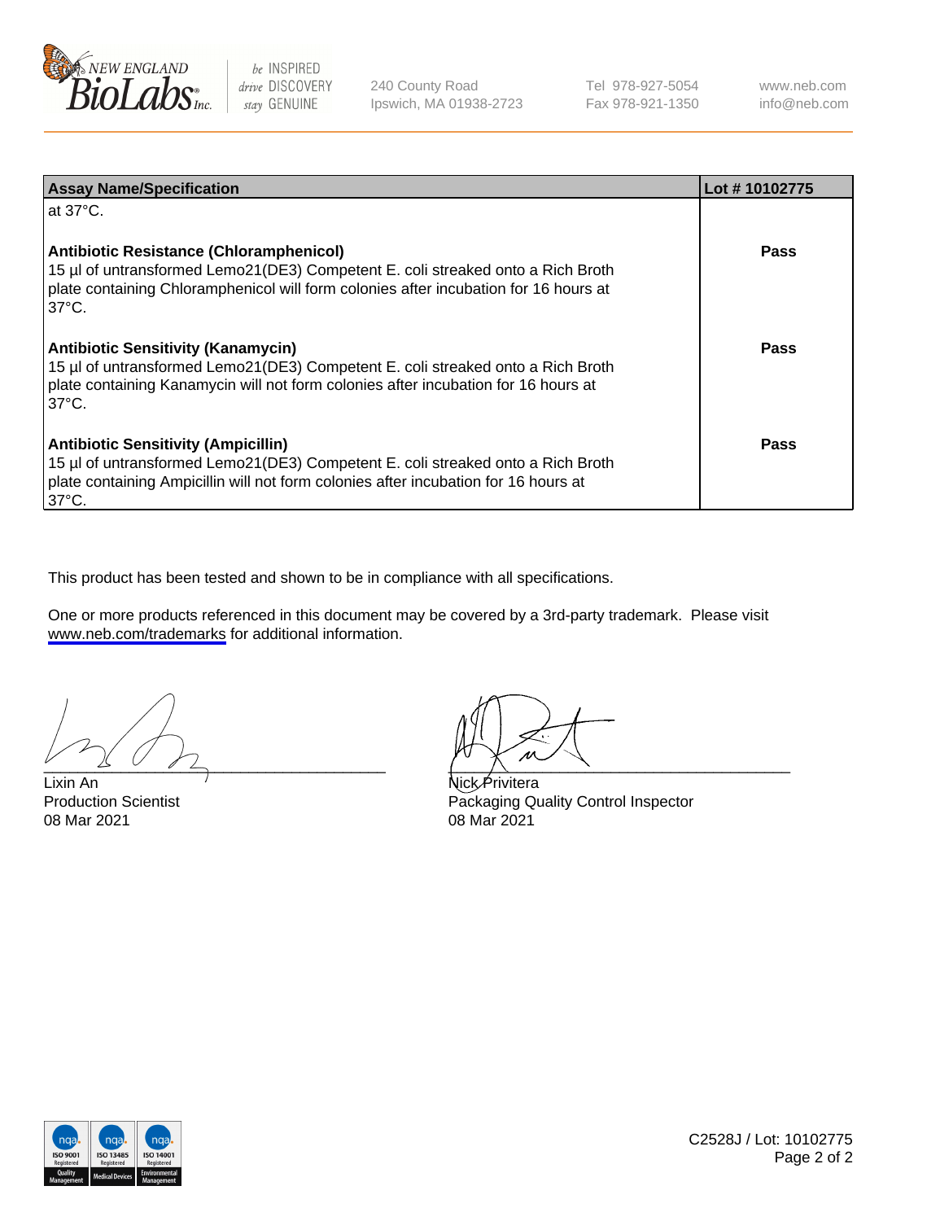| Assay Name/Specification | Lot # 10102775 |
|---|---|
| at 37°C. | |
| **Antibiotic Resistance (Chloramphenicol)**<br>15 µl of untransformed Lemo21(DE3) Competent E. coli streaked onto a Rich Broth plate containing Chloramphenicol will form colonies after incubation for 16 hours at 37°C. | **Pass** |
| **Antibiotic Sensitivity (Kanamycin)**<br>15 µl of untransformed Lemo21(DE3) Competent E. coli streaked onto a Rich Broth plate containing Kanamycin will not form colonies after incubation for 16 hours at 37°C. | **Pass** |
| **Antibiotic Sensitivity (Ampicillin)**<br>15 µl of untransformed Lemo21(DE3) Competent E. coli streaked onto a Rich Broth plate containing Ampicillin will not form colonies after incubation for 16 hours at 37°C. | **Pass** |

This product has been tested and shown to be in compliance with all specifications.

One or more products referenced in this document may be covered by a 3rd-party trademark. Please visit www.neb.com/trademarks for additional information.

Lixin An
Production Scientist
08 Mar 2021

Nick Privitera
Packaging Quality Control Inspector
08 Mar 2021

C2528J / Lot: 10102775